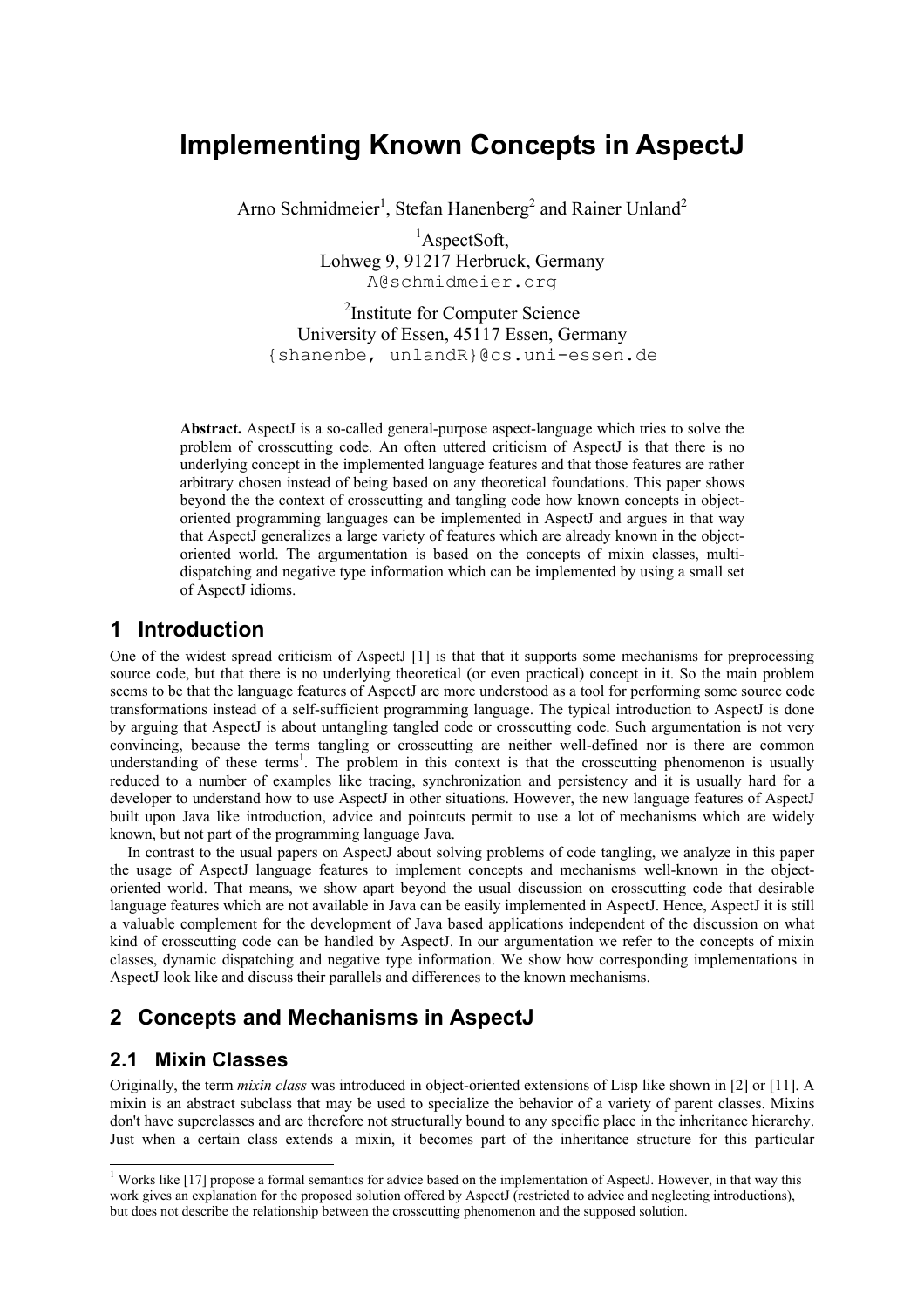# Implementing Known Concepts in AspectJ

Arno Schmidmeier[1], Stefan Hanenberg[2] and Rainer Unland[2]

[1]AspectSoft,
Lohweg 9, 91217 Herbruck, Germany
A@schmidmeier.org

[2]Institute for Computer Science
University of Essen, 45117 Essen, Germany
{shanenbe, unlandR}@cs.uni-essen.de

**Abstract.** AspectJ is a so-called general-purpose aspect-language which tries to solve the problem of crosscutting code. An often uttered criticism of AspectJ is that there is no underlying concept in the implemented language features and that those features are rather arbitrary chosen instead of being based on any theoretical foundations. This paper shows beyond the the context of crosscutting and tangling code how known concepts in object-oriented programming languages can be implemented in AspectJ and argues in that way that AspectJ generalizes a large variety of features which are already known in the object-oriented world. The argumentation is based on the concepts of mixin classes, multi-dispatching and negative type information which can be implemented by using a small set of AspectJ idioms.

## 1 Introduction

One of the widest spread criticism of AspectJ [1] is that that it supports some mechanisms for preprocessing source code, but that there is no underlying theoretical (or even practical) concept in it. So the main problem seems to be that the language features of AspectJ are more understood as a tool for performing some source code transformations instead of a self-sufficient programming language. The typical introduction to AspectJ is done by arguing that AspectJ is about untangling tangled code or crosscutting code. Such argumentation is not very convincing, because the terms tangling or crosscutting are neither well-defined nor is there are common understanding of these terms[1]. The problem in this context is that the crosscutting phenomenon is usually reduced to a number of examples like tracing, synchronization and persistency and it is usually hard for a developer to understand how to use AspectJ in other situations. However, the new language features of AspectJ built upon Java like introduction, advice and pointcuts permit to use a lot of mechanisms which are widely known, but not part of the programming language Java.

In contrast to the usual papers on AspectJ about solving problems of code tangling, we analyze in this paper the usage of AspectJ language features to implement concepts and mechanisms well-known in the object-oriented world. That means, we show apart beyond the usual discussion on crosscutting code that desirable language features which are not available in Java can be easily implemented in AspectJ. Hence, AspectJ it is still a valuable complement for the development of Java based applications independent of the discussion on what kind of crosscutting code can be handled by AspectJ. In our argumentation we refer to the concepts of mixin classes, dynamic dispatching and negative type information. We show how corresponding implementations in AspectJ look like and discuss their parallels and differences to the known mechanisms.

## 2 Concepts and Mechanisms in AspectJ

### 2.1 Mixin Classes

Originally, the term *mixin class* was introduced in object-oriented extensions of Lisp like shown in [2] or [11]. A mixin is an abstract subclass that may be used to specialize the behavior of a variety of parent classes. Mixins don't have superclasses and are therefore not structurally bound to any specific place in the inheritance hierarchy. Just when a certain class extends a mixin, it becomes part of the inheritance structure for this particular

[1] Works like [17] propose a formal semantics for advice based on the implementation of AspectJ. However, in that way this work gives an explanation for the proposed solution offered by AspectJ (restricted to advice and neglecting introductions), but does not describe the relationship between the crosscutting phenomenon and the supposed solution.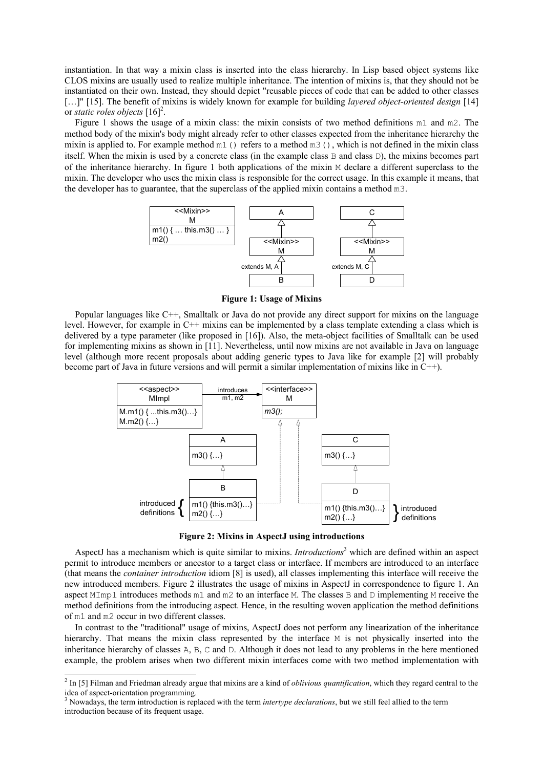instantiation. In that way a mixin class is inserted into the class hierarchy. In Lisp based object systems like CLOS mixins are usually used to realize multiple inheritance. The intention of mixins is, that they should not be instantiated on their own. Instead, they should depict "reusable pieces of code that can be added to other classes […]" [15]. The benefit of mixins is widely known for example for building *layered object-oriented design* [14] or *static roles objects* [16][2].

Figure 1 shows the usage of a mixin class: the mixin consists of two method definitions `m1` and `m2`. The method body of the mixin's body might already refer to other classes expected from the inheritance hierarchy the mixin is applied to. For example method `m1()` refers to a method `m3()`, which is not defined in the mixin class itself. When the mixin is used by a concrete class (in the example class `B` and class `D`), the mixins becomes part of the inheritance hierarchy. In figure 1 both applications of the mixin `M` declare a different superclass to the mixin. The developer who uses the mixin class is responsible for the correct usage. In this example it means, that the developer has to guarantee, that the superclass of the applied mixin contains a method `m3`.

**Figure 1: Usage of Mixins**

Popular languages like C++, Smalltalk or Java do not provide any direct support for mixins on the language level. However, for example in C++ mixins can be implemented by a class template extending a class which is delivered by a type parameter (like proposed in [16]). Also, the meta-object facilities of Smalltalk can be used for implementing mixins as shown in [11]. Nevertheless, until now mixins are not available in Java on language level (although more recent proposals about adding generic types to Java like for example [2] will probably become part of Java in future versions and will permit a similar implementation of mixins like in C++).

**Figure 2: Mixins in AspectJ using introductions**

AspectJ has a mechanism which is quite similar to mixins. *Introductions*[3] which are defined within an aspect permit to introduce members or ancestor to a target class or interface. If members are introduced to an interface (that means the *container introduction* idiom [8] is used), all classes implementing this interface will receive the new introduced members. Figure 2 illustrates the usage of mixins in AspectJ in correspondence to figure 1. An aspect `MImpl` introduces methods `m1` and `m2` to an interface `M`. The classes `B` and `D` implementing `M` receive the method definitions from the introducing aspect. Hence, in the resulting woven application the method definitions of `m1` and `m2` occur in two different classes.

In contrast to the "traditional" usage of mixins, AspectJ does not perform any linearization of the inheritance hierarchy. That means the mixin class represented by the interface `M` is not physically inserted into the inheritance hierarchy of classes `A`, `B`, `C` and `D`. Although it does not lead to any problems in the here mentioned example, the problem arises when two different mixin interfaces come with two method implementation with

---

[2] In [5] Filman and Friedman already argue that mixins are a kind of *oblivious quantification*, which they regard central to the idea of aspect-orientation programming.

[3] Nowadays, the term introduction is replaced with the term *intertype declarations*, but we still feel allied to the term introduction because of its frequent usage.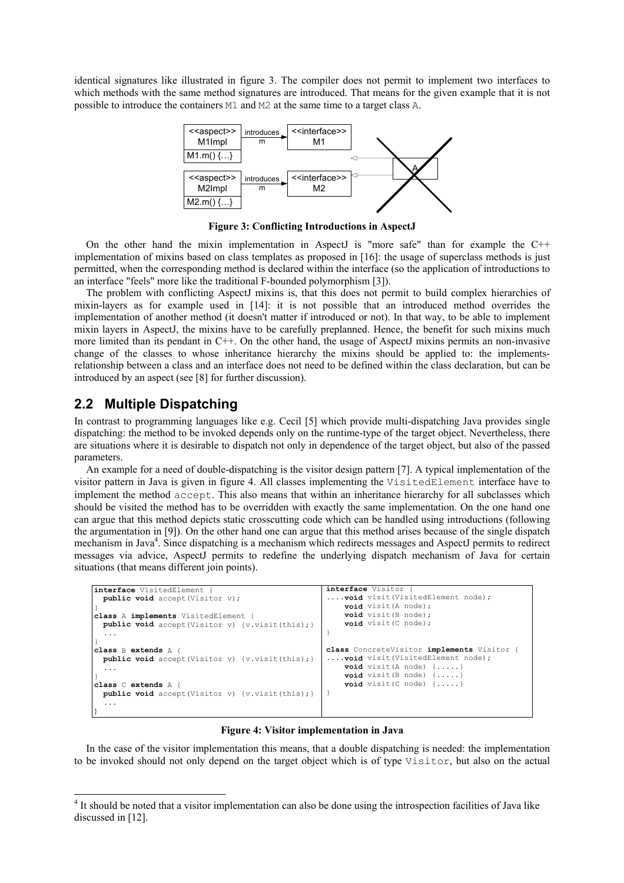identical signatures like illustrated in figure 3. The compiler does not permit to implement two interfaces to which methods with the same method signatures are introduced. That means for the given example that it is not possible to introduce the containers M1 and M2 at the same time to a target class A.

**Figure 3: Conflicting Introductions in AspectJ**

On the other hand the mixin implementation in AspectJ is "more safe" than for example the C++ implementation of mixins based on class templates as proposed in [16]: the usage of superclass methods is just permitted, when the corresponding method is declared within the interface (so the application of introductions to an interface "feels" more like the traditional F-bounded polymorphism [3]).

The problem with conflicting AspectJ mixins is, that this does not permit to build complex hierarchies of mixin-layers as for example used in [14]: it is not possible that an introduced method overrides the implementation of another method (it doesn't matter if introduced or not). In that way, to be able to implement mixin layers in AspectJ, the mixins have to be carefully preplanned. Hence, the benefit for such mixins much more limited than its pendant in C++. On the other hand, the usage of AspectJ mixins permits an non-invasive change of the classes to whose inheritance hierarchy the mixins should be applied to: the implements-relationship between a class and an interface does not need to be defined within the class declaration, but can be introduced by an aspect (see [8] for further discussion).

## 2.2 Multiple Dispatching

In contrast to programming languages like e.g. Cecil [5] which provide multi-dispatching Java provides single dispatching: the method to be invoked depends only on the runtime-type of the target object. Nevertheless, there are situations where it is desirable to dispatch not only in dependence of the target object, but also of the passed parameters.

An example for a need of double-dispatching is the visitor design pattern [7]. A typical implementation of the visitor pattern in Java is given in figure 4. All classes implementing the VisitedElement interface have to implement the method accept. This also means that within an inheritance hierarchy for all subclasses which should be visited the method has to be overridden with exactly the same implementation. On the one hand one can argue that this method depicts static crosscutting code which can be handled using introductions (following the argumentation in [9]). On the other hand one can argue that this method arises because of the single dispatch mechanism in Java[4]. Since dispatching is a mechanism which redirects messages and AspectJ permits to redirect messages via advice, AspectJ permits to redefine the underlying dispatch mechanism of Java for certain situations (that means different join points).

```
interface VisitedElement {
  public void accept(Visitor v);
}
class A implements VisitedElement {
  public void accept(Visitor v) {v.visit(this);}
  ...
}
class B extends A {
  public void accept(Visitor v) {v.visit(this);}
  ...
}
class C extends A {
  public void accept(Visitor v) {v.visit(this);}
  ...
}
```

```
interface Visitor {
....void visit(VisitedElement node);
    void visit(A node);
    void visit(B node);
    void visit(C node);
}

class ConcreteVisitor implements Visitor {
....void visit(VisitedElement node);
    void visit(A node) {.....}
    void visit(B node) {.....}
    void visit(C node) {.....}
}
```

**Figure 4: Visitor implementation in Java**

In the case of the visitor implementation this means, that a double dispatching is needed: the implementation to be invoked should not only depend on the target object which is of type Visitor, but also on the actual

[4] It should be noted that a visitor implementation can also be done using the introspection facilities of Java like discussed in [12].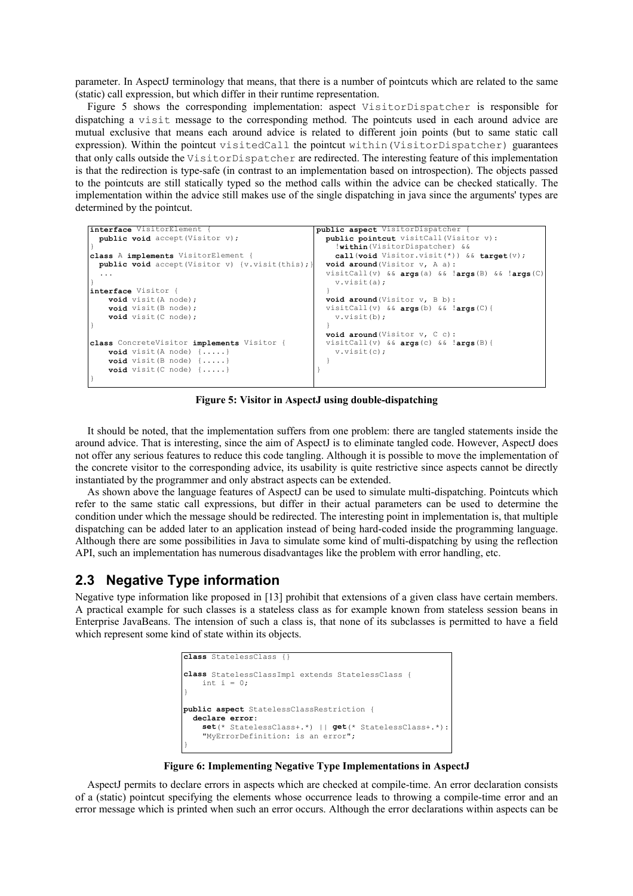parameter. In AspectJ terminology that means, that there is a number of pointcuts which are related to the same (static) call expression, but which differ in their runtime representation.

Figure 5 shows the corresponding implementation: aspect `VisitorDispatcher` is responsible for dispatching a `visit` message to the corresponding method. The pointcuts used in each around advice are mutual exclusive that means each around advice is related to different join points (but to same static call expression). Within the pointcut `visitedCall` the pointcut `within(VisitorDispatcher)` guarantees that only calls outside the `VisitorDispatcher` are redirected. The interesting feature of this implementation is that the redirection is type-safe (in contrast to an implementation based on introspection). The objects passed to the pointcuts are still statically typed so the method calls within the advice can be checked statically. The implementation within the advice still makes use of the single dispatching in java since the arguments' types are determined by the pointcut.

```
interface VisitorElement {
  public void accept(Visitor v);
}
class A implements VisitorElement {
  public void accept(Visitor v) {v.visit(this);}
  ...
}
interface Visitor {
    void visit(A node);
    void visit(B node);
    void visit(C node);
}

class ConcreteVisitor implements Visitor {
    void visit(A node) {.....}
    void visit(B node) {.....}
    void visit(C node) {.....}
}
```

```
public aspect VisitorDispatcher {
  public pointcut visitCall(Visitor v):
     !within(VisitorDispatcher) &&
     call(void Visitor.visit(*)) && target(v);
  void around(Visitor v, A a):
  visitCall(v) && args(a) && !args(B) && !args(C)
    v.visit(a);
  }
  void around(Visitor v, B b):
  visitCall(v) && args(b) && !args(C){
    v.visit(b);
  }
  void around(Visitor v, C c):
  visitCall(v) && args(c) && !args(B){
    v.visit(c);
  }
}
```

**Figure 5: Visitor in AspectJ using double-dispatching**

It should be noted, that the implementation suffers from one problem: there are tangled statements inside the around advice. That is interesting, since the aim of AspectJ is to eliminate tangled code. However, AspectJ does not offer any serious features to reduce this code tangling. Although it is possible to move the implementation of the concrete visitor to the corresponding advice, its usability is quite restrictive since aspects cannot be directly instantiated by the programmer and only abstract aspects can be extended.

As shown above the language features of AspectJ can be used to simulate multi-dispatching. Pointcuts which refer to the same static call expressions, but differ in their actual parameters can be used to determine the condition under which the message should be redirected. The interesting point in implementation is, that multiple dispatching can be added later to an application instead of being hard-coded inside the programming language. Although there are some possibilities in Java to simulate some kind of multi-dispatching by using the reflection API, such an implementation has numerous disadvantages like the problem with error handling, etc.

## 2.3 Negative Type information

Negative type information like proposed in [13] prohibit that extensions of a given class have certain members. A practical example for such classes is a stateless class as for example known from stateless session beans in Enterprise JavaBeans. The intension of such a class is, that none of its subclasses is permitted to have a field which represent some kind of state within its objects.

```
class StatelessClass {}

class StatelessClassImpl extends StatelessClass {
    int i = 0;
}

public aspect StatelessClassRestriction {
  declare error:
    set(* StatelessClass+.*) || get(* StatelessClass+.*):
    "MyErrorDefinition: is an error";
}
```

**Figure 6: Implementing Negative Type Implementations in AspectJ**

AspectJ permits to declare errors in aspects which are checked at compile-time. An error declaration consists of a (static) pointcut specifying the elements whose occurrence leads to throwing a compile-time error and an error message which is printed when such an error occurs. Although the error declarations within aspects can be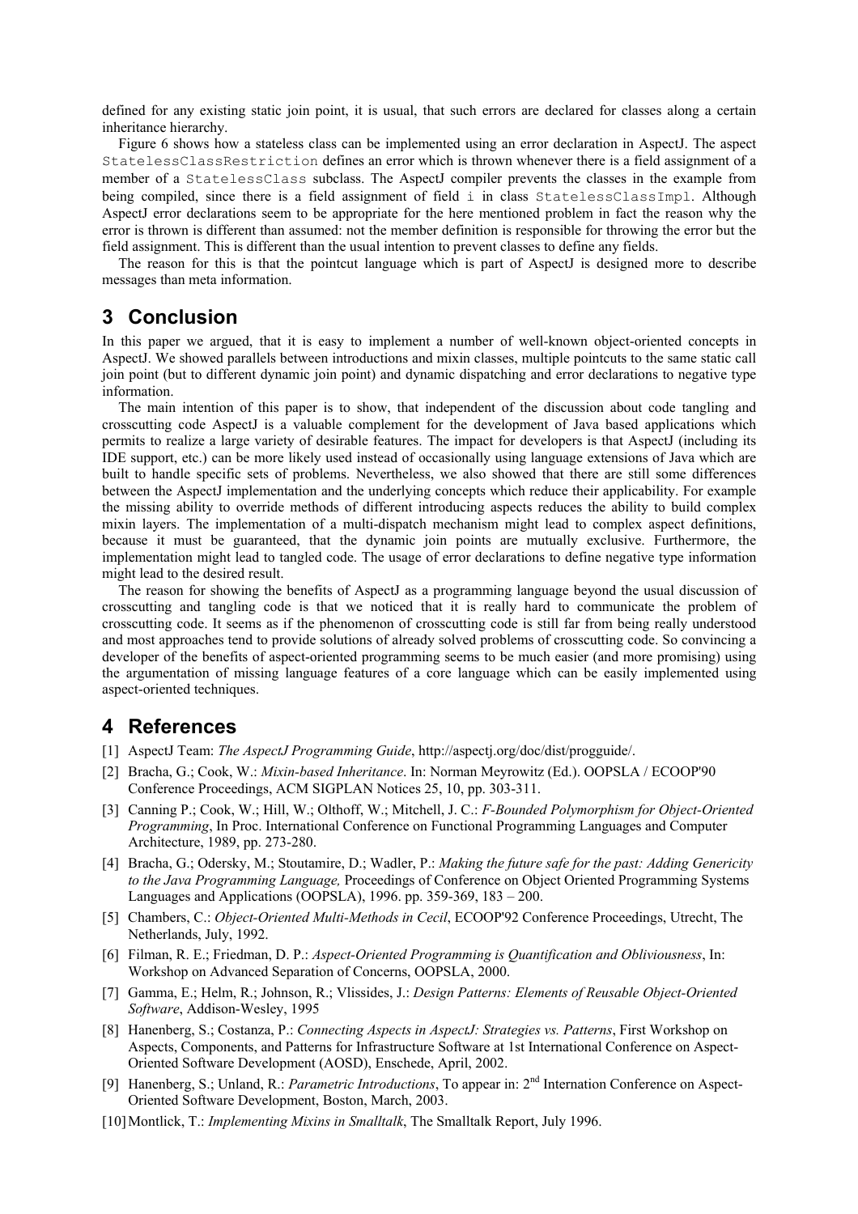defined for any existing static join point, it is usual, that such errors are declared for classes along a certain inheritance hierarchy.

Figure 6 shows how a stateless class can be implemented using an error declaration in AspectJ. The aspect `StatelessClassRestriction` defines an error which is thrown whenever there is a field assignment of a member of a `StatelessClass` subclass. The AspectJ compiler prevents the classes in the example from being compiled, since there is a field assignment of field `i` in class `StatelessClassImpl`. Although AspectJ error declarations seem to be appropriate for the here mentioned problem in fact the reason why the error is thrown is different than assumed: not the member definition is responsible for throwing the error but the field assignment. This is different than the usual intention to prevent classes to define any fields.

The reason for this is that the pointcut language which is part of AspectJ is designed more to describe messages than meta information.

## 3 Conclusion

In this paper we argued, that it is easy to implement a number of well-known object-oriented concepts in AspectJ. We showed parallels between introductions and mixin classes, multiple pointcuts to the same static call join point (but to different dynamic join point) and dynamic dispatching and error declarations to negative type information.

The main intention of this paper is to show, that independent of the discussion about code tangling and crosscutting code AspectJ is a valuable complement for the development of Java based applications which permits to realize a large variety of desirable features. The impact for developers is that AspectJ (including its IDE support, etc.) can be more likely used instead of occasionally using language extensions of Java which are built to handle specific sets of problems. Nevertheless, we also showed that there are still some differences between the AspectJ implementation and the underlying concepts which reduce their applicability. For example the missing ability to override methods of different introducing aspects reduces the ability to build complex mixin layers. The implementation of a multi-dispatch mechanism might lead to complex aspect definitions, because it must be guaranteed, that the dynamic join points are mutually exclusive. Furthermore, the implementation might lead to tangled code. The usage of error declarations to define negative type information might lead to the desired result.

The reason for showing the benefits of AspectJ as a programming language beyond the usual discussion of crosscutting and tangling code is that we noticed that it is really hard to communicate the problem of crosscutting code. It seems as if the phenomenon of crosscutting code is still far from being really understood and most approaches tend to provide solutions of already solved problems of crosscutting code. So convincing a developer of the benefits of aspect-oriented programming seems to be much easier (and more promising) using the argumentation of missing language features of a core language which can be easily implemented using aspect-oriented techniques.

## 4 References

[1] AspectJ Team: *The AspectJ Programming Guide*, http://aspectj.org/doc/dist/progguide/.

[2] Bracha, G.; Cook, W.: *Mixin-based Inheritance*. In: Norman Meyrowitz (Ed.). OOPSLA / ECOOP'90 Conference Proceedings, ACM SIGPLAN Notices 25, 10, pp. 303-311.

[3] Canning P.; Cook, W.; Hill, W.; Olthoff, W.; Mitchell, J. C.: *F-Bounded Polymorphism for Object-Oriented Programming*, In Proc. International Conference on Functional Programming Languages and Computer Architecture, 1989, pp. 273-280.

[4] Bracha, G.; Odersky, M.; Stoutamire, D.; Wadler, P.: *Making the future safe for the past: Adding Genericity to the Java Programming Language,* Proceedings of Conference on Object Oriented Programming Systems Languages and Applications (OOPSLA), 1996. pp. 359-369, 183 – 200.

[5] Chambers, C.: *Object-Oriented Multi-Methods in Cecil*, ECOOP'92 Conference Proceedings, Utrecht, The Netherlands, July, 1992.

[6] Filman, R. E.; Friedman, D. P.: *Aspect-Oriented Programming is Quantification and Obliviousness*, In: Workshop on Advanced Separation of Concerns, OOPSLA, 2000.

[7] Gamma, E.; Helm, R.; Johnson, R.; Vlissides, J.: *Design Patterns: Elements of Reusable Object-Oriented Software*, Addison-Wesley, 1995

[8] Hanenberg, S.; Costanza, P.: *Connecting Aspects in AspectJ: Strategies vs. Patterns*, First Workshop on Aspects, Components, and Patterns for Infrastructure Software at 1st International Conference on Aspect-Oriented Software Development (AOSD), Enschede, April, 2002.

[9] Hanenberg, S.; Unland, R.: *Parametric Introductions*, To appear in: 2nd Internation Conference on Aspect-Oriented Software Development, Boston, March, 2003.

[10] Montlick, T.: *Implementing Mixins in Smalltalk*, The Smalltalk Report, July 1996.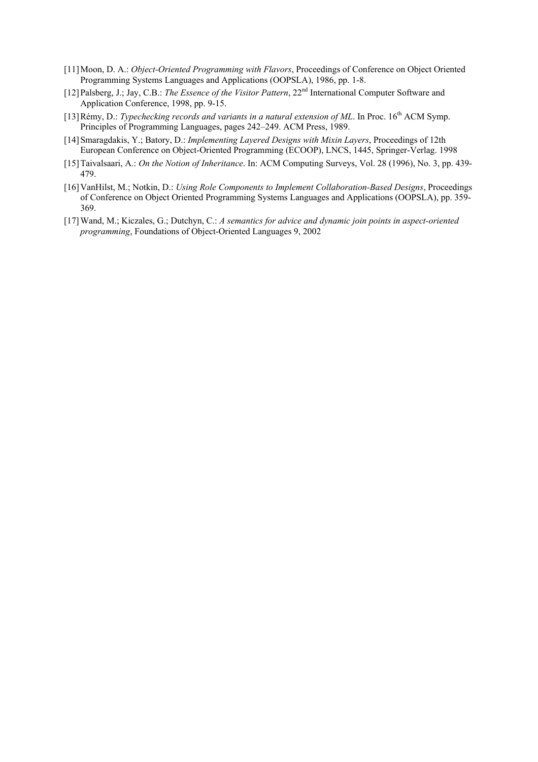[11] Moon, D. A.: *Object-Oriented Programming with Flavors*, Proceedings of Conference on Object Oriented Programming Systems Languages and Applications (OOPSLA), 1986, pp. 1-8.

[12] Palsberg, J.; Jay, C.B.: *The Essence of the Visitor Pattern*, 22nd International Computer Software and Application Conference, 1998, pp. 9-15.

[13] Rémy, D.: *Typechecking records and variants in a natural extension of ML*. In Proc. 16th ACM Symp. Principles of Programming Languages, pages 242–249. ACM Press, 1989.

[14] Smaragdakis, Y.; Batory, D.: *Implementing Layered Designs with Mixin Layers*, Proceedings of 12th European Conference on Object-Oriented Programming (ECOOP), LNCS, 1445, Springer-Verlag. 1998

[15] Taivalsaari, A.: *On the Notion of Inheritance*. In: ACM Computing Surveys, Vol. 28 (1996), No. 3, pp. 439-479.

[16] VanHilst, M.; Notkin, D.: *Using Role Components to Implement Collaboration-Based Designs*, Proceedings of Conference on Object Oriented Programming Systems Languages and Applications (OOPSLA), pp. 359-369.

[17] Wand, M.; Kiczales, G.; Dutchyn, C.: *A semantics for advice and dynamic join points in aspect-oriented programming*, Foundations of Object-Oriented Languages 9, 2002